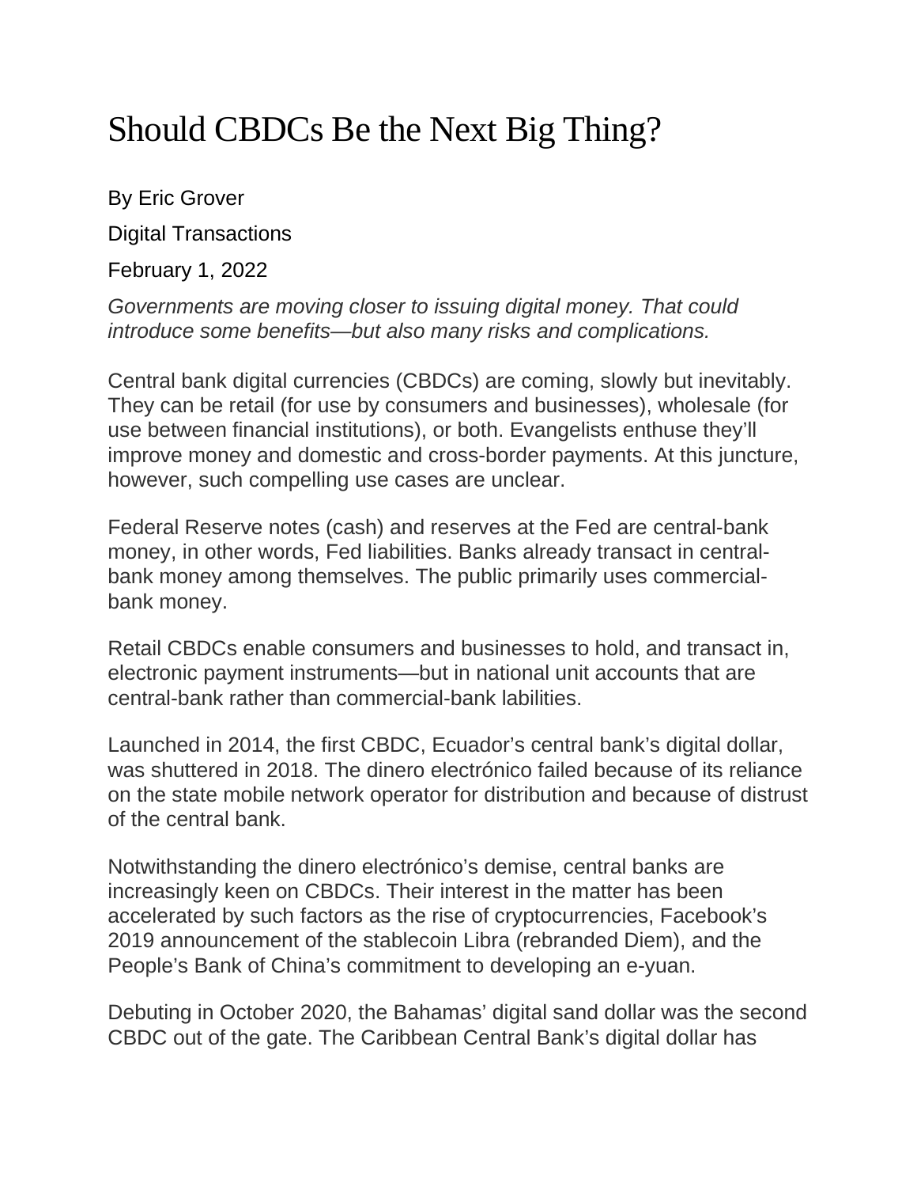# Should CBDCs Be the Next Big Thing?

By Eric Grover

Digital Transactions

February 1, 2022

*Governments are moving closer to issuing digital money. That could introduce some benefits—but also many risks and complications.*

Central bank digital currencies (CBDCs) are coming, slowly but inevitably. They can be retail (for use by consumers and businesses), wholesale (for use between financial institutions), or both. Evangelists enthuse they'll improve money and domestic and cross-border payments. At this juncture, however, such compelling use cases are unclear.

Federal Reserve notes (cash) and reserves at the Fed are central-bank money, in other words, Fed liabilities. Banks already transact in central-bank money among themselves. The public primarily uses commercial-bank money.

Retail CBDCs enable consumers and businesses to hold, and transact in, electronic payment instruments—but in national unit accounts that are central-bank rather than commercial-bank labilities.

Launched in 2014, the first CBDC, Ecuador's central bank's digital dollar, was shuttered in 2018. The dinero electrónico failed because of its reliance on the state mobile network operator for distribution and because of distrust of the central bank.

Notwithstanding the dinero electrónico's demise, central banks are increasingly keen on CBDCs. Their interest in the matter has been accelerated by such factors as the rise of cryptocurrencies, Facebook's 2019 announcement of the stablecoin Libra (rebranded Diem), and the People's Bank of China's commitment to developing an e-yuan.

Debuting in October 2020, the Bahamas' digital sand dollar was the second CBDC out of the gate. The Caribbean Central Bank's digital dollar has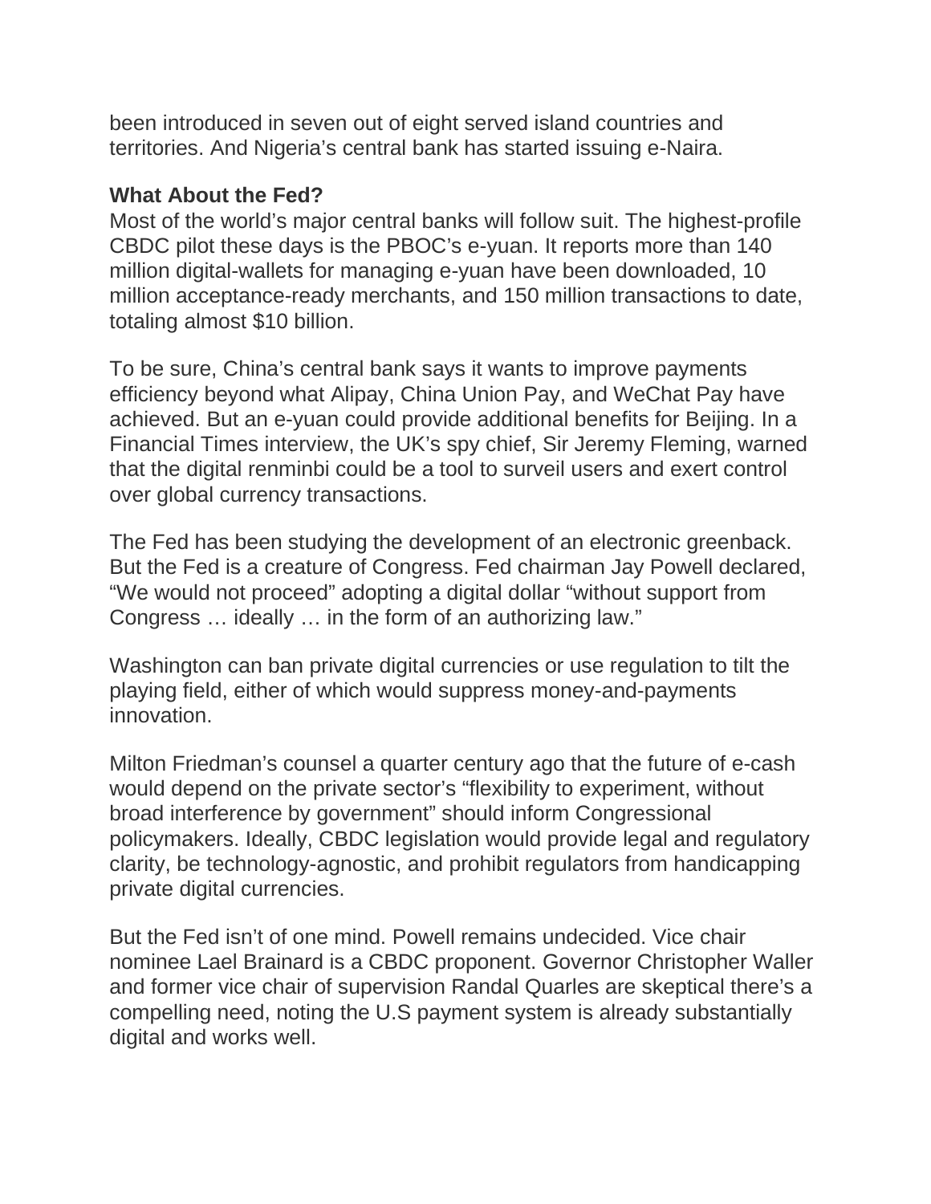been introduced in seven out of eight served island countries and territories. And Nigeria's central bank has started issuing e-Naira.

**What About the Fed?**

Most of the world's major central banks will follow suit. The highest-profile CBDC pilot these days is the PBOC's e-yuan. It reports more than 140 million digital-wallets for managing e-yuan have been downloaded, 10 million acceptance-ready merchants, and 150 million transactions to date, totaling almost $10 billion.

To be sure, China's central bank says it wants to improve payments efficiency beyond what Alipay, China Union Pay, and WeChat Pay have achieved. But an e-yuan could provide additional benefits for Beijing. In a Financial Times interview, the UK's spy chief, Sir Jeremy Fleming, warned that the digital renminbi could be a tool to surveil users and exert control over global currency transactions.

The Fed has been studying the development of an electronic greenback. But the Fed is a creature of Congress. Fed chairman Jay Powell declared, "We would not proceed" adopting a digital dollar "without support from Congress … ideally … in the form of an authorizing law."

Washington can ban private digital currencies or use regulation to tilt the playing field, either of which would suppress money-and-payments innovation.

Milton Friedman's counsel a quarter century ago that the future of e-cash would depend on the private sector's "flexibility to experiment, without broad interference by government" should inform Congressional policymakers. Ideally, CBDC legislation would provide legal and regulatory clarity, be technology-agnostic, and prohibit regulators from handicapping private digital currencies.

But the Fed isn't of one mind. Powell remains undecided. Vice chair nominee Lael Brainard is a CBDC proponent. Governor Christopher Waller and former vice chair of supervision Randal Quarles are skeptical there's a compelling need, noting the U.S payment system is already substantially digital and works well.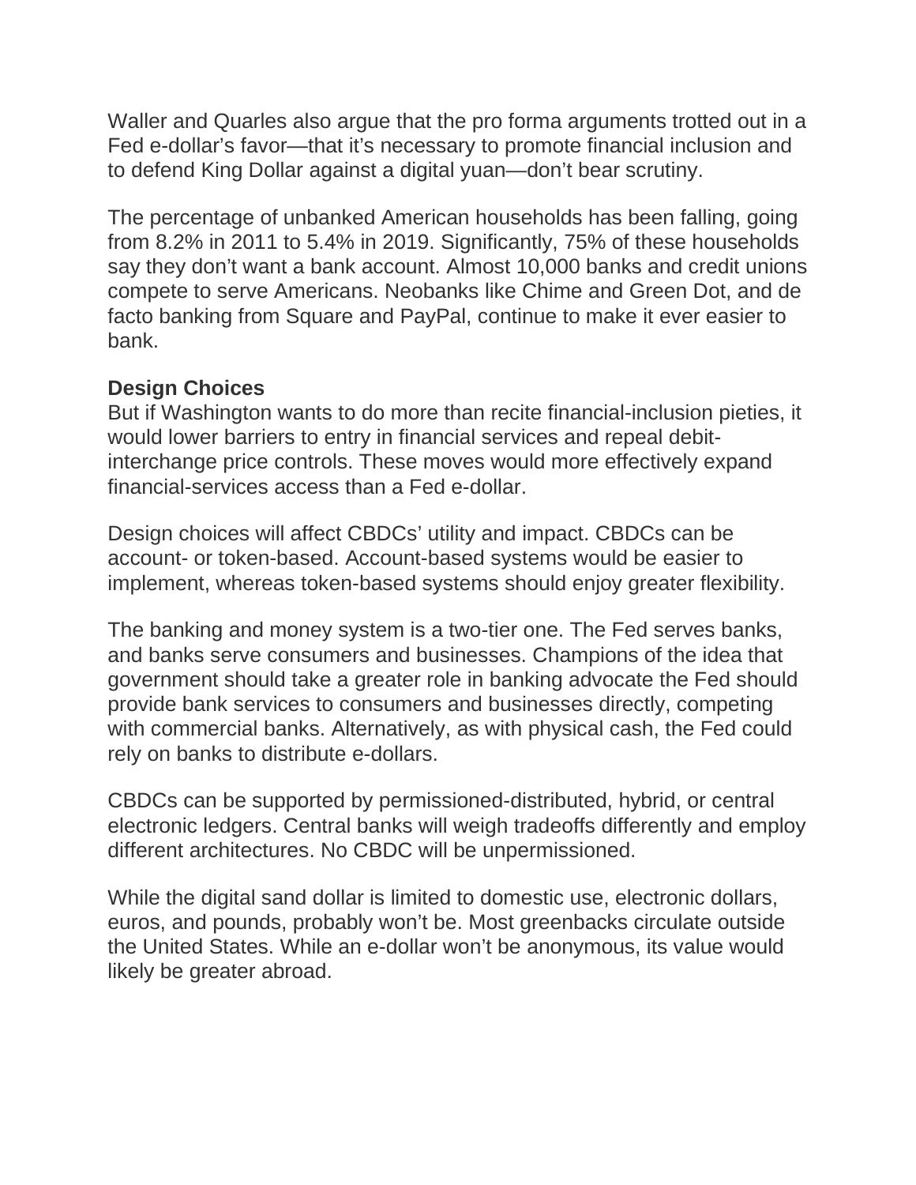Waller and Quarles also argue that the pro forma arguments trotted out in a Fed e-dollar's favor—that it's necessary to promote financial inclusion and to defend King Dollar against a digital yuan—don't bear scrutiny.

The percentage of unbanked American households has been falling, going from 8.2% in 2011 to 5.4% in 2019. Significantly, 75% of these households say they don't want a bank account. Almost 10,000 banks and credit unions compete to serve Americans. Neobanks like Chime and Green Dot, and de facto banking from Square and PayPal, continue to make it ever easier to bank.

**Design Choices**

But if Washington wants to do more than recite financial-inclusion pieties, it would lower barriers to entry in financial services and repeal debit-interchange price controls. These moves would more effectively expand financial-services access than a Fed e-dollar.

Design choices will affect CBDCs' utility and impact. CBDCs can be account- or token-based. Account-based systems would be easier to implement, whereas token-based systems should enjoy greater flexibility.

The banking and money system is a two-tier one. The Fed serves banks, and banks serve consumers and businesses. Champions of the idea that government should take a greater role in banking advocate the Fed should provide bank services to consumers and businesses directly, competing with commercial banks. Alternatively, as with physical cash, the Fed could rely on banks to distribute e-dollars.

CBDCs can be supported by permissioned-distributed, hybrid, or central electronic ledgers. Central banks will weigh tradeoffs differently and employ different architectures. No CBDC will be unpermissioned.

While the digital sand dollar is limited to domestic use, electronic dollars, euros, and pounds, probably won't be. Most greenbacks circulate outside the United States. While an e-dollar won't be anonymous, its value would likely be greater abroad.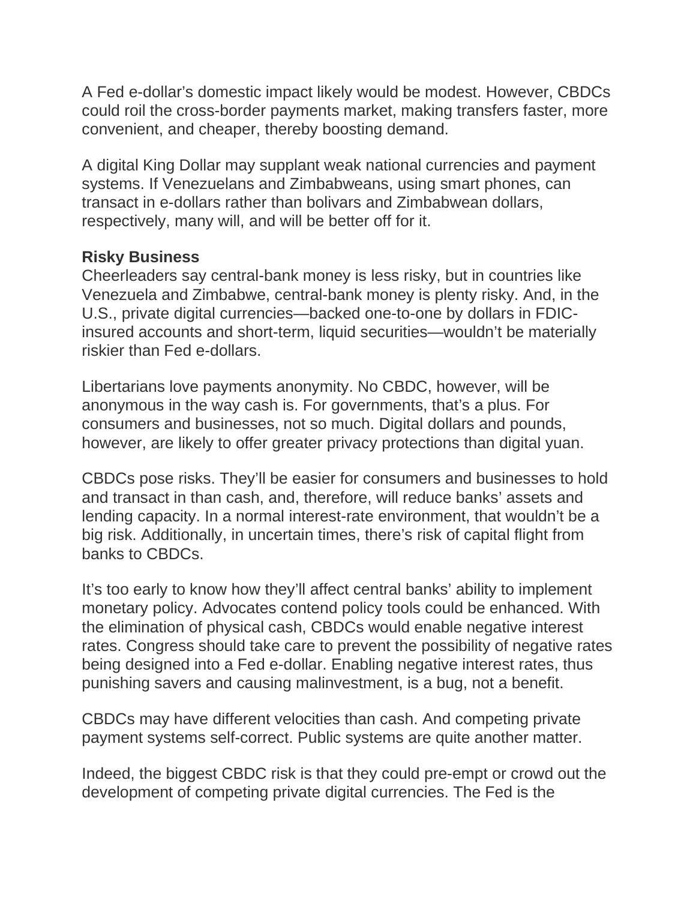A Fed e-dollar's domestic impact likely would be modest. However, CBDCs could roil the cross-border payments market, making transfers faster, more convenient, and cheaper, thereby boosting demand.

A digital King Dollar may supplant weak national currencies and payment systems. If Venezuelans and Zimbabweans, using smart phones, can transact in e-dollars rather than bolivars and Zimbabwean dollars, respectively, many will, and will be better off for it.

**Risky Business**

Cheerleaders say central-bank money is less risky, but in countries like Venezuela and Zimbabwe, central-bank money is plenty risky. And, in the U.S., private digital currencies—backed one-to-one by dollars in FDIC-insured accounts and short-term, liquid securities—wouldn't be materially riskier than Fed e-dollars.

Libertarians love payments anonymity. No CBDC, however, will be anonymous in the way cash is. For governments, that's a plus. For consumers and businesses, not so much. Digital dollars and pounds, however, are likely to offer greater privacy protections than digital yuan.

CBDCs pose risks. They'll be easier for consumers and businesses to hold and transact in than cash, and, therefore, will reduce banks' assets and lending capacity. In a normal interest-rate environment, that wouldn't be a big risk. Additionally, in uncertain times, there's risk of capital flight from banks to CBDCs.

It's too early to know how they'll affect central banks' ability to implement monetary policy. Advocates contend policy tools could be enhanced. With the elimination of physical cash, CBDCs would enable negative interest rates. Congress should take care to prevent the possibility of negative rates being designed into a Fed e-dollar. Enabling negative interest rates, thus punishing savers and causing malinvestment, is a bug, not a benefit.

CBDCs may have different velocities than cash. And competing private payment systems self-correct. Public systems are quite another matter.

Indeed, the biggest CBDC risk is that they could pre-empt or crowd out the development of competing private digital currencies. The Fed is the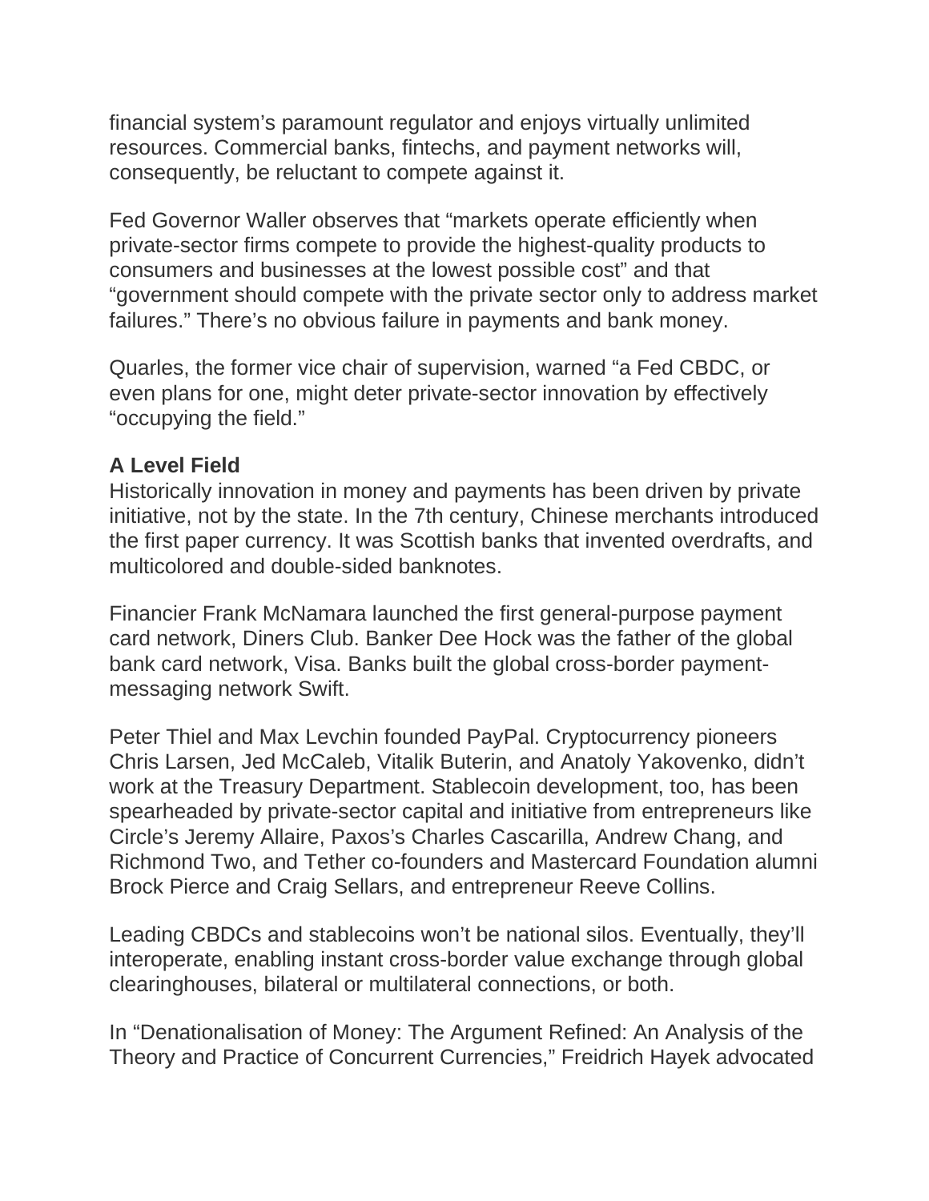financial system's paramount regulator and enjoys virtually unlimited resources. Commercial banks, fintechs, and payment networks will, consequently, be reluctant to compete against it.

Fed Governor Waller observes that "markets operate efficiently when private-sector firms compete to provide the highest-quality products to consumers and businesses at the lowest possible cost" and that "government should compete with the private sector only to address market failures." There's no obvious failure in payments and bank money.

Quarles, the former vice chair of supervision, warned "a Fed CBDC, or even plans for one, might deter private-sector innovation by effectively "occupying the field."

**A Level Field**

Historically innovation in money and payments has been driven by private initiative, not by the state. In the 7th century, Chinese merchants introduced the first paper currency. It was Scottish banks that invented overdrafts, and multicolored and double-sided banknotes.

Financier Frank McNamara launched the first general-purpose payment card network, Diners Club. Banker Dee Hock was the father of the global bank card network, Visa. Banks built the global cross-border payment-messaging network Swift.

Peter Thiel and Max Levchin founded PayPal. Cryptocurrency pioneers Chris Larsen, Jed McCaleb, Vitalik Buterin, and Anatoly Yakovenko, didn't work at the Treasury Department. Stablecoin development, too, has been spearheaded by private-sector capital and initiative from entrepreneurs like Circle's Jeremy Allaire, Paxos's Charles Cascarilla, Andrew Chang, and Richmond Two, and Tether co-founders and Mastercard Foundation alumni Brock Pierce and Craig Sellars, and entrepreneur Reeve Collins.

Leading CBDCs and stablecoins won't be national silos. Eventually, they'll interoperate, enabling instant cross-border value exchange through global clearinghouses, bilateral or multilateral connections, or both.

In "Denationalisation of Money: The Argument Refined: An Analysis of the Theory and Practice of Concurrent Currencies," Freidrich Hayek advocated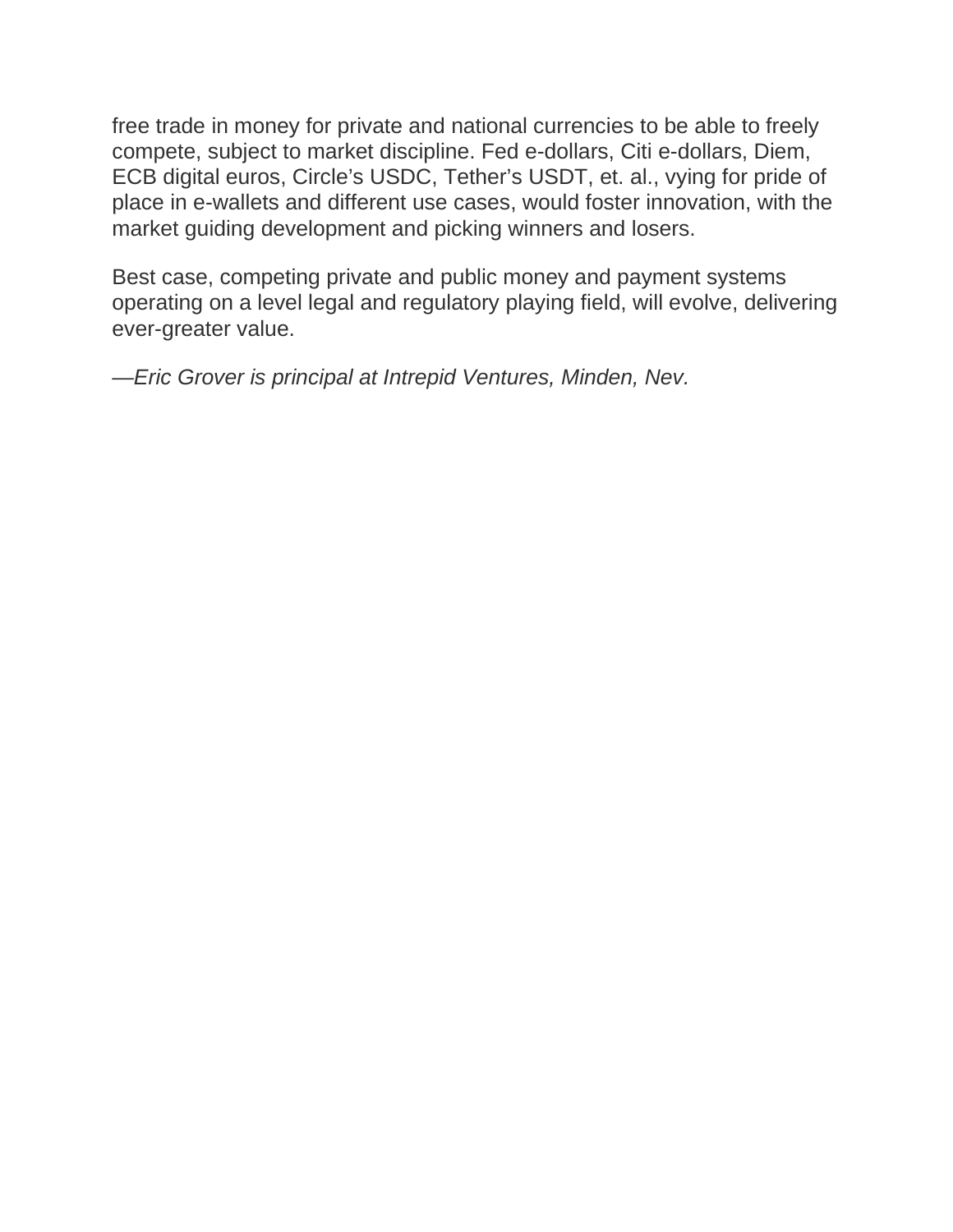free trade in money for private and national currencies to be able to freely compete, subject to market discipline. Fed e-dollars, Citi e-dollars, Diem, ECB digital euros, Circle's USDC, Tether's USDT, et. al., vying for pride of place in e-wallets and different use cases, would foster innovation, with the market guiding development and picking winners and losers.

Best case, competing private and public money and payment systems operating on a level legal and regulatory playing field, will evolve, delivering ever-greater value.

*—Eric Grover is principal at Intrepid Ventures, Minden, Nev.*